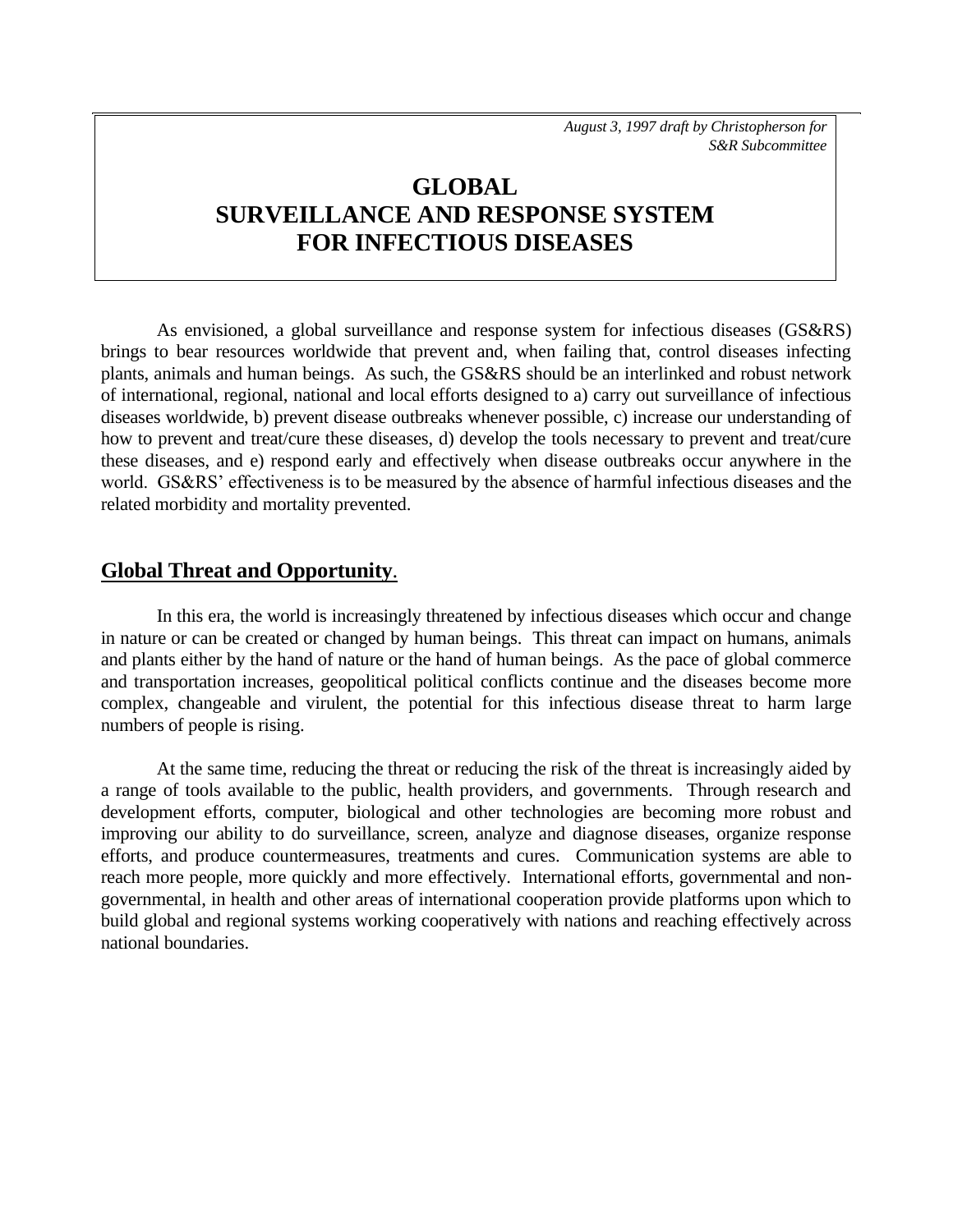*August 3, 1997 draft by Christopherson for S&R Subcommittee*

# GLOBAL SURVEILLANCE AND RESPONSE SYSTEM FOR INFECTIOUS DISEASES

As envisioned, a global surveillance and response system for infectious diseases (GS&RS) brings to bear resources worldwide that prevent and, when failing that, control diseases infecting plants, animals and human beings. As such, the GS&RS should be an interlinked and robust network of international, regional, national and local efforts designed to a) carry out surveillance of infectious diseases worldwide, b) prevent disease outbreaks whenever possible, c) increase our understanding of how to prevent and treat/cure these diseases, d) develop the tools necessary to prevent and treat/cure these diseases, and e) respond early and effectively when disease outbreaks occur anywhere in the world. GS&RS' effectiveness is to be measured by the absence of harmful infectious diseases and the related morbidity and mortality prevented.

## Global Threat and Opportunity.

In this era, the world is increasingly threatened by infectious diseases which occur and change in nature or can be created or changed by human beings. This threat can impact on humans, animals and plants either by the hand of nature or the hand of human beings. As the pace of global commerce and transportation increases, geopolitical political conflicts continue and the diseases become more complex, changeable and virulent, the potential for this infectious disease threat to harm large numbers of people is rising.

At the same time, reducing the threat or reducing the risk of the threat is increasingly aided by a range of tools available to the public, health providers, and governments. Through research and development efforts, computer, biological and other technologies are becoming more robust and improving our ability to do surveillance, screen, analyze and diagnose diseases, organize response efforts, and produce countermeasures, treatments and cures. Communication systems are able to reach more people, more quickly and more effectively. International efforts, governmental and non-governmental, in health and other areas of international cooperation provide platforms upon which to build global and regional systems working cooperatively with nations and reaching effectively across national boundaries.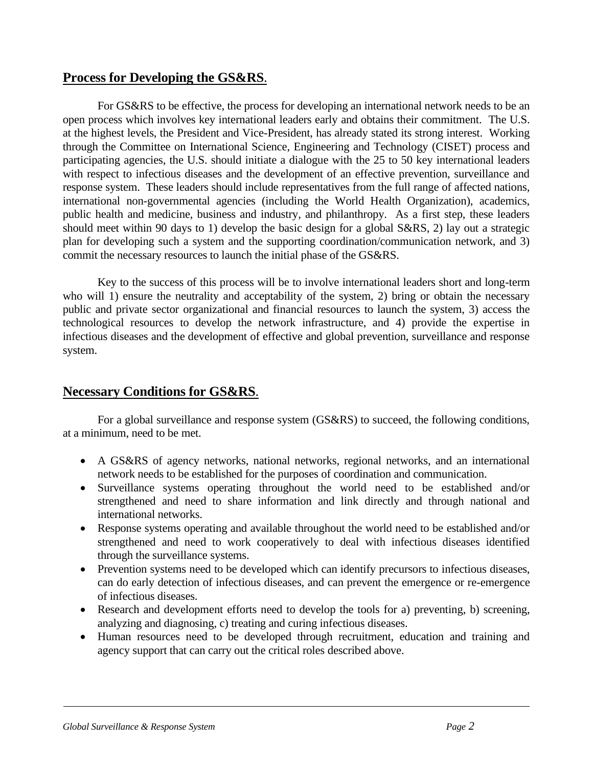## **Process for Developing the GS&RS**.

For GS&RS to be effective, the process for developing an international network needs to be an open process which involves key international leaders early and obtains their commitment. The U.S. at the highest levels, the President and Vice-President, has already stated its strong interest. Working through the Committee on International Science, Engineering and Technology (CISET) process and participating agencies, the U.S. should initiate a dialogue with the 25 to 50 key international leaders with respect to infectious diseases and the development of an effective prevention, surveillance and response system. These leaders should include representatives from the full range of affected nations, international non-governmental agencies (including the World Health Organization), academics, public health and medicine, business and industry, and philanthropy. As a first step, these leaders should meet within 90 days to 1) develop the basic design for a global S&RS, 2) lay out a strategic plan for developing such a system and the supporting coordination/communication network, and 3) commit the necessary resources to launch the initial phase of the GS&RS.

Key to the success of this process will be to involve international leaders short and long-term who will 1) ensure the neutrality and acceptability of the system, 2) bring or obtain the necessary public and private sector organizational and financial resources to launch the system, 3) access the technological resources to develop the network infrastructure, and 4) provide the expertise in infectious diseases and the development of effective and global prevention, surveillance and response system.

## **Necessary Conditions for GS&RS**.

For a global surveillance and response system (GS&RS) to succeed, the following conditions, at a minimum, need to be met.

- A GS&RS of agency networks, national networks, regional networks, and an international network needs to be established for the purposes of coordination and communication.
- Surveillance systems operating throughout the world need to be established and/or strengthened and need to share information and link directly and through national and international networks.
- Response systems operating and available throughout the world need to be established and/or strengthened and need to work cooperatively to deal with infectious diseases identified through the surveillance systems.
- Prevention systems need to be developed which can identify precursors to infectious diseases, can do early detection of infectious diseases, and can prevent the emergence or re-emergence of infectious diseases.
- Research and development efforts need to develop the tools for a) preventing, b) screening, analyzing and diagnosing, c) treating and curing infectious diseases.
- Human resources need to be developed through recruitment, education and training and agency support that can carry out the critical roles described above.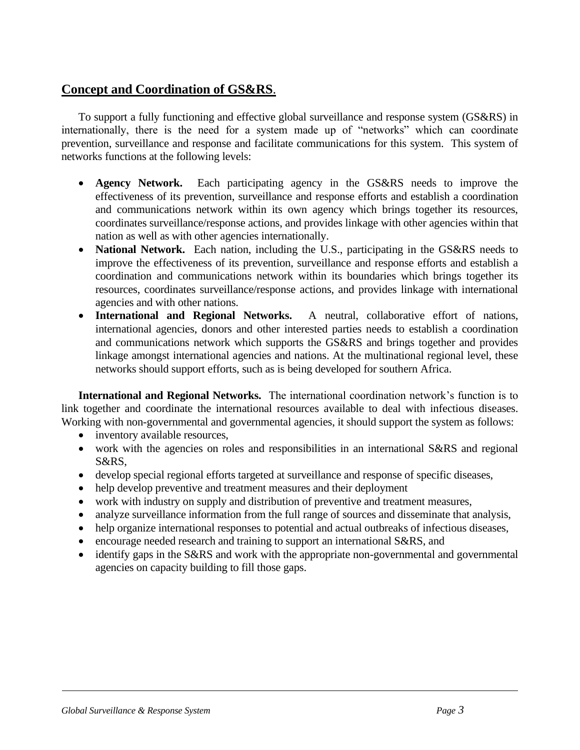## Concept and Coordination of GS&RS.

To support a fully functioning and effective global surveillance and response system (GS&RS) in internationally, there is the need for a system made up of "networks" which can coordinate prevention, surveillance and response and facilitate communications for this system. This system of networks functions at the following levels:

- **Agency Network.** Each participating agency in the GS&RS needs to improve the effectiveness of its prevention, surveillance and response efforts and establish a coordination and communications network within its own agency which brings together its resources, coordinates surveillance/response actions, and provides linkage with other agencies within that nation as well as with other agencies internationally.
- **National Network.** Each nation, including the U.S., participating in the GS&RS needs to improve the effectiveness of its prevention, surveillance and response efforts and establish a coordination and communications network within its boundaries which brings together its resources, coordinates surveillance/response actions, and provides linkage with international agencies and with other nations.
- **International and Regional Networks.** A neutral, collaborative effort of nations, international agencies, donors and other interested parties needs to establish a coordination and communications network which supports the GS&RS and brings together and provides linkage amongst international agencies and nations. At the multinational regional level, these networks should support efforts, such as is being developed for southern Africa.

**International and Regional Networks.** The international coordination network's function is to link together and coordinate the international resources available to deal with infectious diseases. Working with non-governmental and governmental agencies, it should support the system as follows:

- inventory available resources,
- work with the agencies on roles and responsibilities in an international S&RS and regional S&RS,
- develop special regional efforts targeted at surveillance and response of specific diseases,
- help develop preventive and treatment measures and their deployment
- work with industry on supply and distribution of preventive and treatment measures,
- analyze surveillance information from the full range of sources and disseminate that analysis,
- help organize international responses to potential and actual outbreaks of infectious diseases,
- encourage needed research and training to support an international S&RS, and
- identify gaps in the S&RS and work with the appropriate non-governmental and governmental agencies on capacity building to fill those gaps.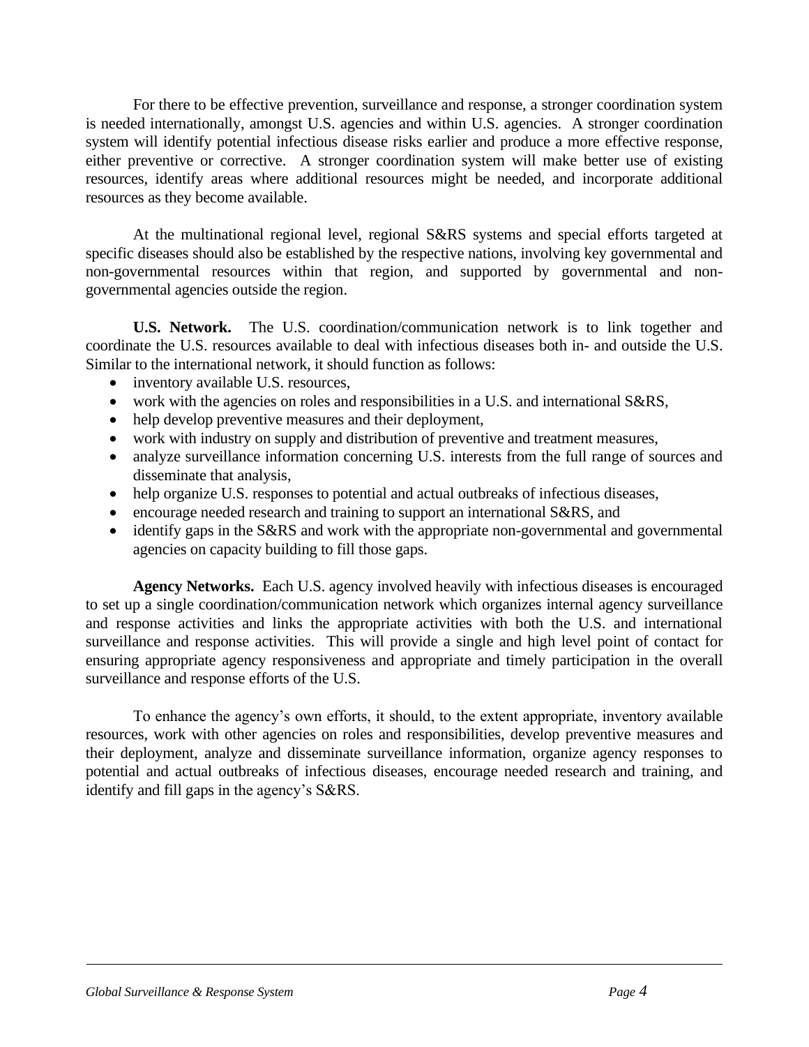For there to be effective prevention, surveillance and response, a stronger coordination system is needed internationally, amongst U.S. agencies and within U.S. agencies. A stronger coordination system will identify potential infectious disease risks earlier and produce a more effective response, either preventive or corrective. A stronger coordination system will make better use of existing resources, identify areas where additional resources might be needed, and incorporate additional resources as they become available.

At the multinational regional level, regional S&RS systems and special efforts targeted at specific diseases should also be established by the respective nations, involving key governmental and non-governmental resources within that region, and supported by governmental and non-governmental agencies outside the region.

**U.S. Network.** The U.S. coordination/communication network is to link together and coordinate the U.S. resources available to deal with infectious diseases both in- and outside the U.S. Similar to the international network, it should function as follows:

- inventory available U.S. resources,
- work with the agencies on roles and responsibilities in a U.S. and international S&RS,
- help develop preventive measures and their deployment,
- work with industry on supply and distribution of preventive and treatment measures,
- analyze surveillance information concerning U.S. interests from the full range of sources and disseminate that analysis,
- help organize U.S. responses to potential and actual outbreaks of infectious diseases,
- encourage needed research and training to support an international S&RS, and
- identify gaps in the S&RS and work with the appropriate non-governmental and governmental agencies on capacity building to fill those gaps.

**Agency Networks.** Each U.S. agency involved heavily with infectious diseases is encouraged to set up a single coordination/communication network which organizes internal agency surveillance and response activities and links the appropriate activities with both the U.S. and international surveillance and response activities. This will provide a single and high level point of contact for ensuring appropriate agency responsiveness and appropriate and timely participation in the overall surveillance and response efforts of the U.S.

To enhance the agency's own efforts, it should, to the extent appropriate, inventory available resources, work with other agencies on roles and responsibilities, develop preventive measures and their deployment, analyze and disseminate surveillance information, organize agency responses to potential and actual outbreaks of infectious diseases, encourage needed research and training, and identify and fill gaps in the agency's S&RS.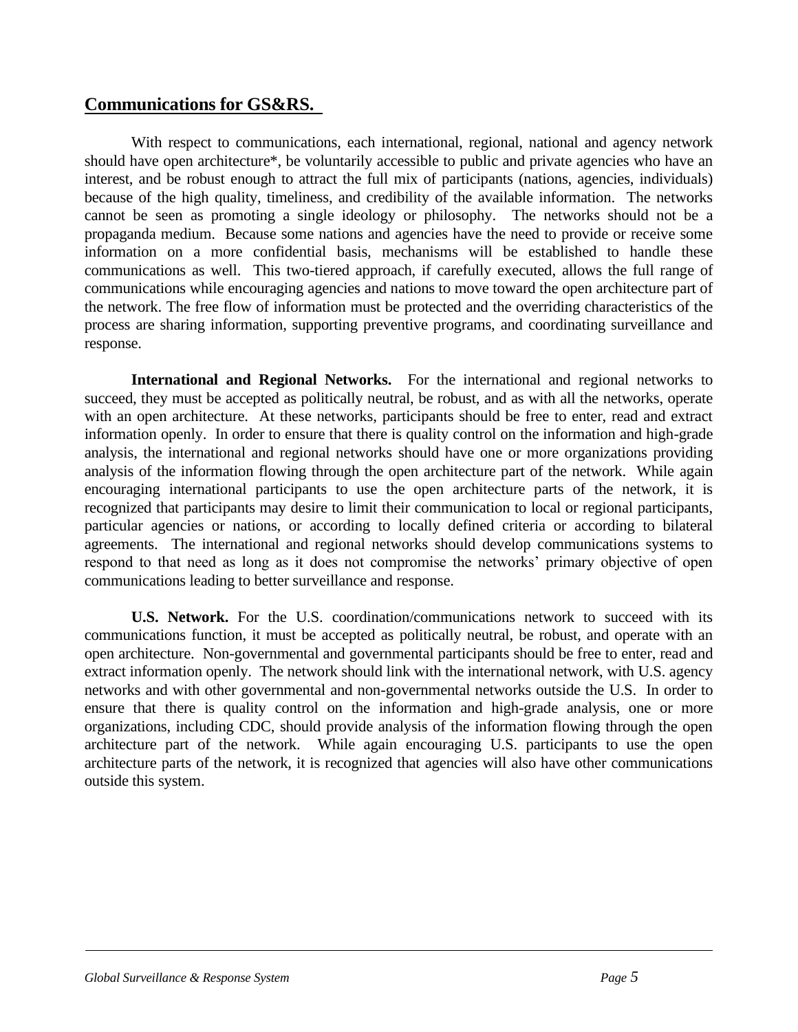## Communications for GS&RS.

With respect to communications, each international, regional, national and agency network should have open architecture*, be voluntarily accessible to public and private agencies who have an interest, and be robust enough to attract the full mix of participants (nations, agencies, individuals) because of the high quality, timeliness, and credibility of the available information. The networks cannot be seen as promoting a single ideology or philosophy. The networks should not be a propaganda medium. Because some nations and agencies have the need to provide or receive some information on a more confidential basis, mechanisms will be established to handle these communications as well. This two-tiered approach, if carefully executed, allows the full range of communications while encouraging agencies and nations to move toward the open architecture part of the network. The free flow of information must be protected and the overriding characteristics of the process are sharing information, supporting preventive programs, and coordinating surveillance and response.

**International and Regional Networks.** For the international and regional networks to succeed, they must be accepted as politically neutral, be robust, and as with all the networks, operate with an open architecture. At these networks, participants should be free to enter, read and extract information openly. In order to ensure that there is quality control on the information and high-grade analysis, the international and regional networks should have one or more organizations providing analysis of the information flowing through the open architecture part of the network. While again encouraging international participants to use the open architecture parts of the network, it is recognized that participants may desire to limit their communication to local or regional participants, particular agencies or nations, or according to locally defined criteria or according to bilateral agreements. The international and regional networks should develop communications systems to respond to that need as long as it does not compromise the networks' primary objective of open communications leading to better surveillance and response.

**U.S. Network.** For the U.S. coordination/communications network to succeed with its communications function, it must be accepted as politically neutral, be robust, and operate with an open architecture. Non-governmental and governmental participants should be free to enter, read and extract information openly. The network should link with the international network, with U.S. agency networks and with other governmental and non-governmental networks outside the U.S. In order to ensure that there is quality control on the information and high-grade analysis, one or more organizations, including CDC, should provide analysis of the information flowing through the open architecture part of the network. While again encouraging U.S. participants to use the open architecture parts of the network, it is recognized that agencies will also have other communications outside this system.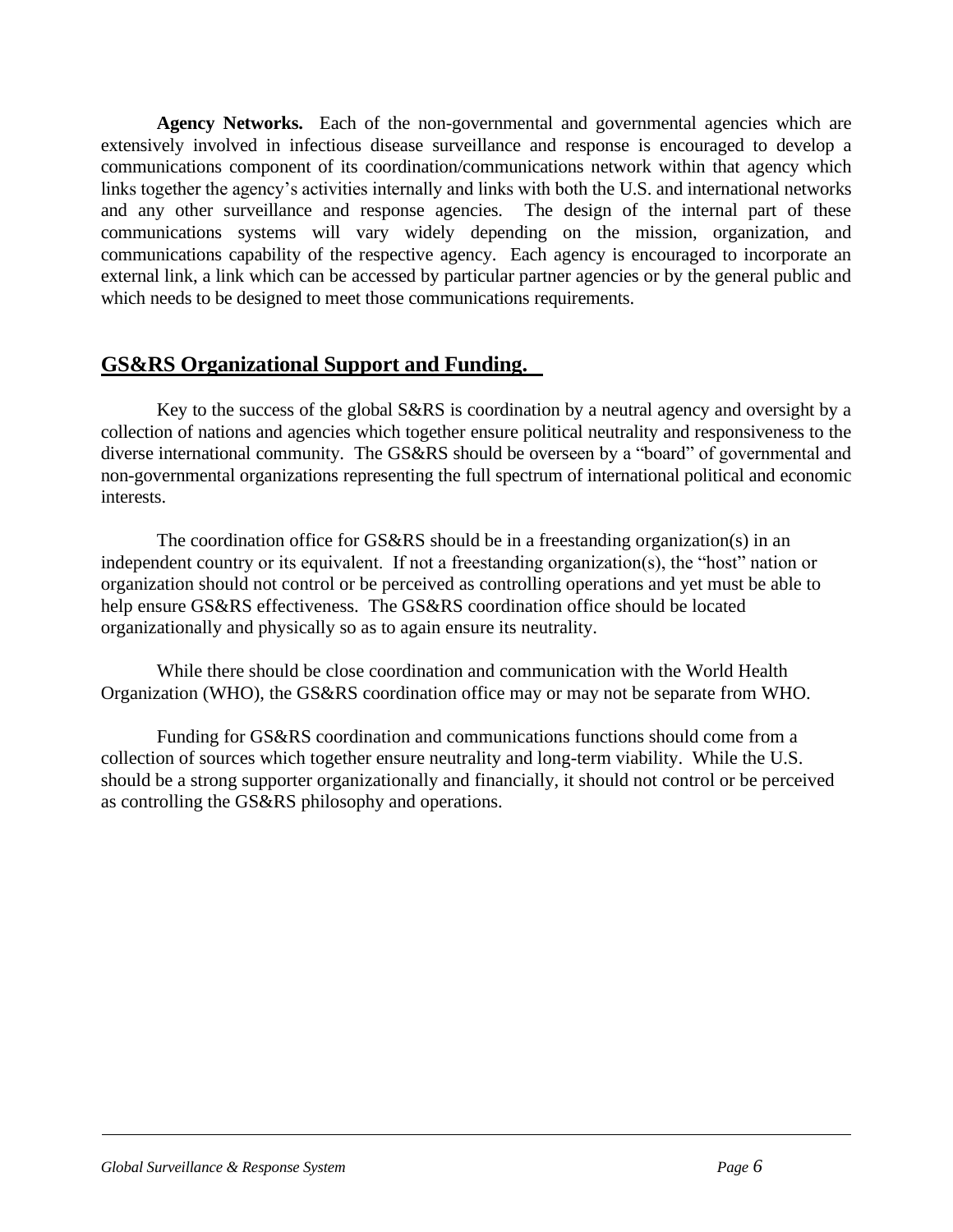**Agency Networks.** Each of the non-governmental and governmental agencies which are extensively involved in infectious disease surveillance and response is encouraged to develop a communications component of its coordination/communications network within that agency which links together the agency's activities internally and links with both the U.S. and international networks and any other surveillance and response agencies. The design of the internal part of these communications systems will vary widely depending on the mission, organization, and communications capability of the respective agency. Each agency is encouraged to incorporate an external link, a link which can be accessed by particular partner agencies or by the general public and which needs to be designed to meet those communications requirements.

## GS&RS Organizational Support and Funding.

Key to the success of the global S&RS is coordination by a neutral agency and oversight by a collection of nations and agencies which together ensure political neutrality and responsiveness to the diverse international community. The GS&RS should be overseen by a "board" of governmental and non-governmental organizations representing the full spectrum of international political and economic interests.

The coordination office for GS&RS should be in a freestanding organization(s) in an independent country or its equivalent. If not a freestanding organization(s), the "host" nation or organization should not control or be perceived as controlling operations and yet must be able to help ensure GS&RS effectiveness. The GS&RS coordination office should be located organizationally and physically so as to again ensure its neutrality.

While there should be close coordination and communication with the World Health Organization (WHO), the GS&RS coordination office may or may not be separate from WHO.

Funding for GS&RS coordination and communications functions should come from a collection of sources which together ensure neutrality and long-term viability. While the U.S. should be a strong supporter organizationally and financially, it should not control or be perceived as controlling the GS&RS philosophy and operations.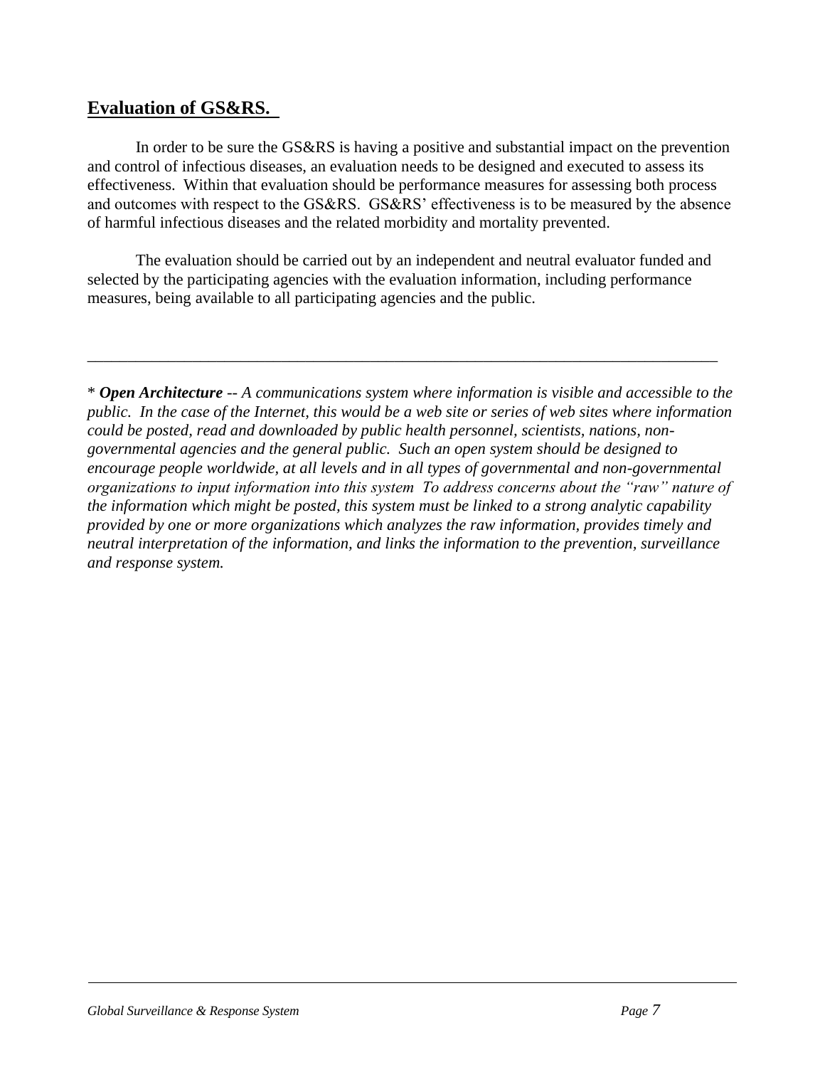## Evaluation of GS&RS.

In order to be sure the GS&RS is having a positive and substantial impact on the prevention and control of infectious diseases, an evaluation needs to be designed and executed to assess its effectiveness. Within that evaluation should be performance measures for assessing both process and outcomes with respect to the GS&RS. GS&RS' effectiveness is to be measured by the absence of harmful infectious diseases and the related morbidity and mortality prevented.

The evaluation should be carried out by an independent and neutral evaluator funded and selected by the participating agencies with the evaluation information, including performance measures, being available to all participating agencies and the public.

---

\* ***Open Architecture*** *-- A communications system where information is visible and accessible to the public. In the case of the Internet, this would be a web site or series of web sites where information could be posted, read and downloaded by public health personnel, scientists, nations, non-governmental agencies and the general public. Such an open system should be designed to encourage people worldwide, at all levels and in all types of governmental and non-governmental organizations to input information into this system To address concerns about the "raw" nature of the information which might be posted, this system must be linked to a strong analytic capability provided by one or more organizations which analyzes the raw information, provides timely and neutral interpretation of the information, and links the information to the prevention, surveillance and response system.*